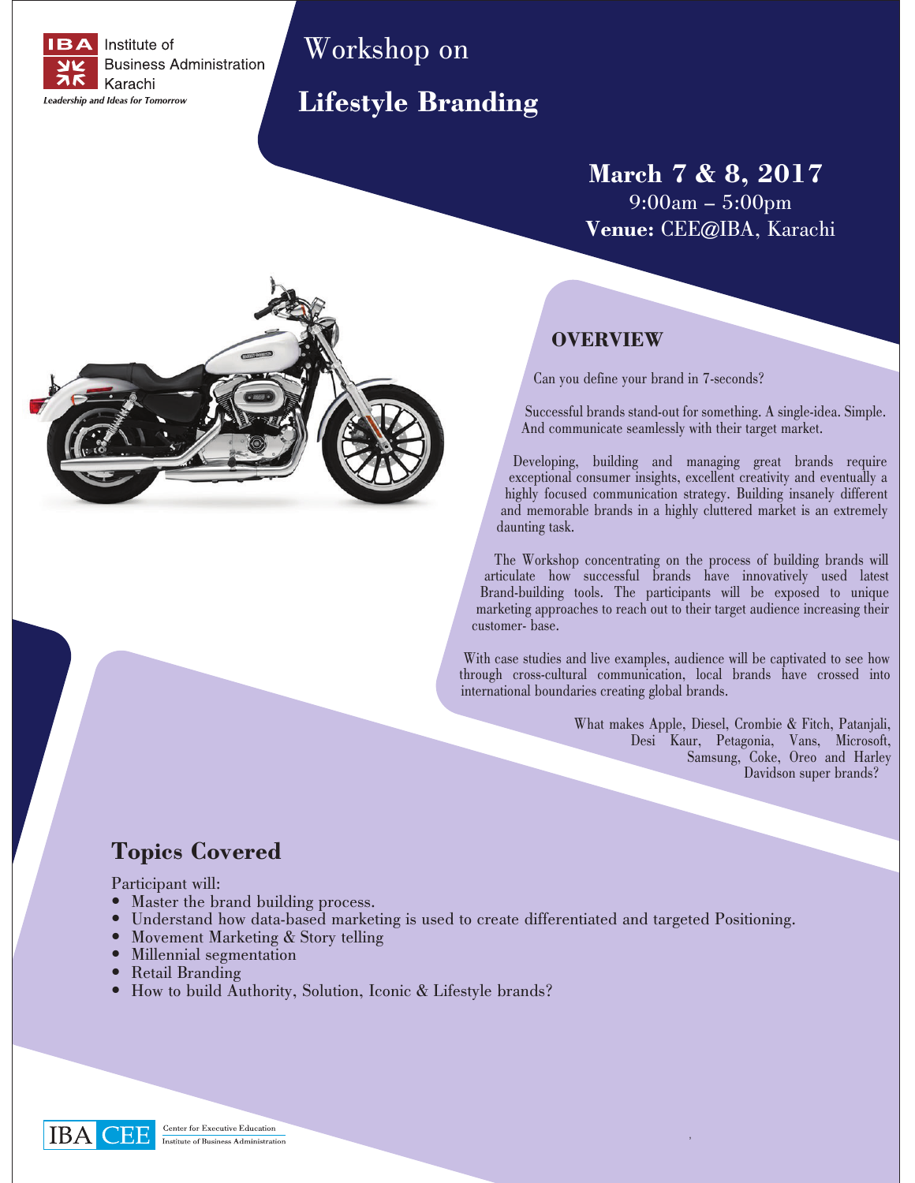Institute of Business Administration Karachi

*Leadership and Ideas for Tomorrow*

# Workshop on

# Lifestyle Branding

**March 7 & 8, 2017**

9:00am – 5:00pm

**Venue:** CEE@IBA, Karachi

## OVERVIEW

Can you define your brand in 7-seconds?

Successful brands stand-out for something. A single-idea. Simple. And communicate seamlessly with their target market.

Developing, building and managing great brands require exceptional consumer insights, excellent creativity and eventually a highly focused communication strategy. Building insanely different and memorable brands in a highly cluttered market is an extremely daunting task.

The Workshop concentrating on the process of building brands will articulate how successful brands have innovatively used latest Brand-building tools. The participants will be exposed to unique marketing approaches to reach out to their target audience increasing their customer- base.

With case studies and live examples, audience will be captivated to see how through cross-cultural communication, local brands have crossed into international boundaries creating global brands.

What makes Apple, Diesel, Crombie & Fitch, Patanjali, Desi Kaur, Petagonia, Vans, Microsoft, Samsung, Coke, Oreo and Harley Davidson super brands?

## Topics Covered

Participant will:

- Master the brand building process.
- Understand how data-based marketing is used to create differentiated and targeted Positioning.
- Movement Marketing & Story telling
- Millennial segmentation
- Retail Branding
- How to build Authority, Solution, Iconic & Lifestyle brands?

IBA CEE — Center for Executive Education, Institute of Business Administration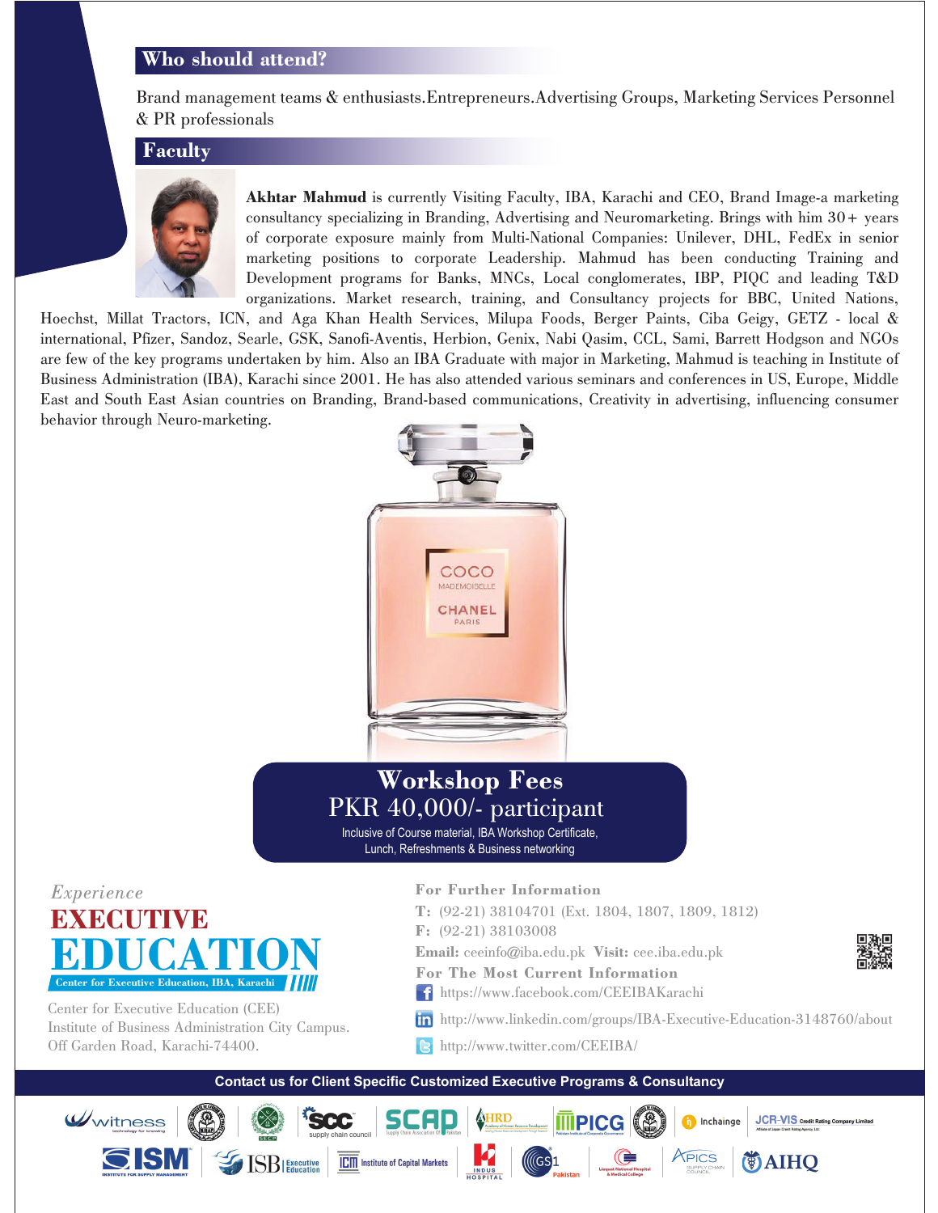## Who should attend?

Brand management teams & enthusiasts.Entrepreneurs.Advertising Groups, Marketing Services Personnel & PR professionals

## Faculty

**Akhtar Mahmud** is currently Visiting Faculty, IBA, Karachi and CEO, Brand Image-a marketing consultancy specializing in Branding, Advertising and Neuromarketing. Brings with him 30+ years of corporate exposure mainly from Multi-National Companies: Unilever, DHL, FedEx in senior marketing positions to corporate Leadership. Mahmud has been conducting Training and Development programs for Banks, MNCs, Local conglomerates, IBP, PIQC and leading T&D organizations. Market research, training, and Consultancy projects for BBC, United Nations, Hoechst, Millat Tractors, ICN, and Aga Khan Health Services, Milupa Foods, Berger Paints, Ciba Geigy, GETZ - local & international, Pfizer, Sandoz, Searle, GSK, Sanofi-Aventis, Herbion, Genix, Nabi Qasim, CCL, Sami, Barrett Hodgson and NGOs are few of the key programs undertaken by him. Also an IBA Graduate with major in Marketing, Mahmud is teaching in Institute of Business Administration (IBA), Karachi since 2001. He has also attended various seminars and conferences in US, Europe, Middle East and South East Asian countries on Branding, Brand-based communications, Creativity in advertising, influencing consumer behavior through Neuro-marketing.

## Workshop Fees

PKR 40,000/- participant

Inclusive of Course material, IBA Workshop Certificate, Lunch, Refreshments & Business networking

*Experience*

**EXECUTIVE EDUCATION**

Center for Executive Education, IBA, Karachi

Center for Executive Education (CEE)
Institute of Business Administration City Campus.
Off Garden Road, Karachi-74400.

**For Further Information**

**T:** (92-21) 38104701 (Ext. 1804, 1807, 1809, 1812)
**F:** (92-21) 38103008
**Email:** ceeinfo@iba.edu.pk **Visit:** cee.iba.edu.pk

**For The Most Current Information**

https://www.facebook.com/CEEIBAKarachi
http://www.linkedin.com/groups/IBA-Executive-Education-3148760/about
http://www.twitter.com/CEEIBA/

**Contact us for Client Specific Customized Executive Programs & Consultancy**